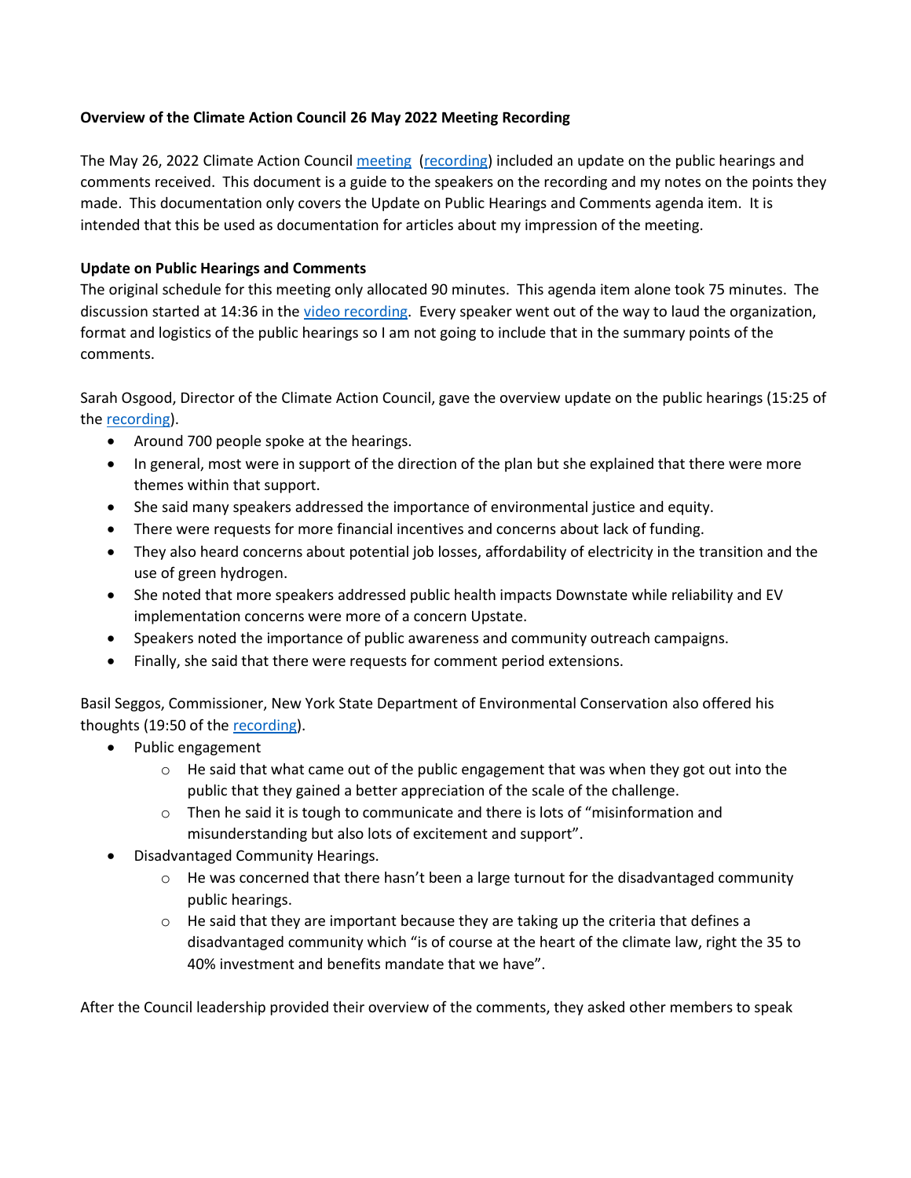**Overview of the Climate Action Council 26 May 2022 Meeting Recording**

The May 26, 2022 Climate Action Council meeting (recording) included an update on the public hearings and comments received. This document is a guide to the speakers on the recording and my notes on the points they made. This documentation only covers the Update on Public Hearings and Comments agenda item. It is intended that this be used as documentation for articles about my impression of the meeting.

**Update on Public Hearings and Comments**

The original schedule for this meeting only allocated 90 minutes. This agenda item alone took 75 minutes. The discussion started at 14:36 in the video recording. Every speaker went out of the way to laud the organization, format and logistics of the public hearings so I am not going to include that in the summary points of the comments.

Sarah Osgood, Director of the Climate Action Council, gave the overview update on the public hearings (15:25 of the recording).

- Around 700 people spoke at the hearings.
- In general, most were in support of the direction of the plan but she explained that there were more themes within that support.
- She said many speakers addressed the importance of environmental justice and equity.
- There were requests for more financial incentives and concerns about lack of funding.
- They also heard concerns about potential job losses, affordability of electricity in the transition and the use of green hydrogen.
- She noted that more speakers addressed public health impacts Downstate while reliability and EV implementation concerns were more of a concern Upstate.
- Speakers noted the importance of public awareness and community outreach campaigns.
- Finally, she said that there were requests for comment period extensions.

Basil Seggos, Commissioner, New York State Department of Environmental Conservation also offered his thoughts (19:50 of the recording).

- Public engagement
    - He said that what came out of the public engagement that was when they got out into the public that they gained a better appreciation of the scale of the challenge.
    - Then he said it is tough to communicate and there is lots of "misinformation and misunderstanding but also lots of excitement and support".
- Disadvantaged Community Hearings.
    - He was concerned that there hasn't been a large turnout for the disadvantaged community public hearings.
    - He said that they are important because they are taking up the criteria that defines a disadvantaged community which "is of course at the heart of the climate law, right the 35 to 40% investment and benefits mandate that we have".

After the Council leadership provided their overview of the comments, they asked other members to speak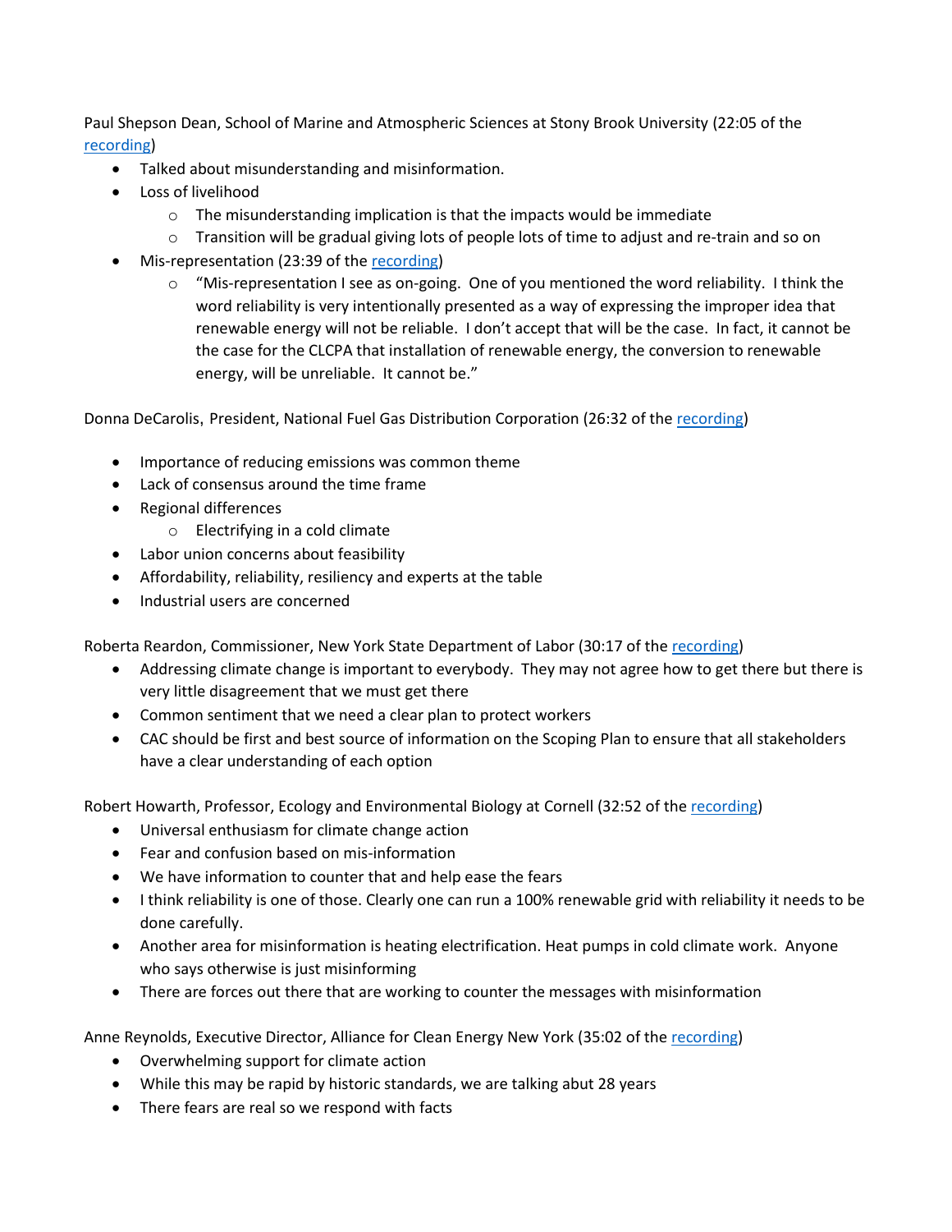Paul Shepson Dean, School of Marine and Atmospheric Sciences at Stony Brook University (22:05 of the recording)

- Talked about misunderstanding and misinformation.
- Loss of livelihood
    - The misunderstanding implication is that the impacts would be immediate
    - Transition will be gradual giving lots of people lots of time to adjust and re-train and so on
- Mis-representation (23:39 of the recording)
    - "Mis-representation I see as on-going. One of you mentioned the word reliability. I think the word reliability is very intentionally presented as a way of expressing the improper idea that renewable energy will not be reliable. I don't accept that will be the case. In fact, it cannot be the case for the CLCPA that installation of renewable energy, the conversion to renewable energy, will be unreliable. It cannot be."

Donna DeCarolis, President, National Fuel Gas Distribution Corporation (26:32 of the recording)

- Importance of reducing emissions was common theme
- Lack of consensus around the time frame
- Regional differences
    - Electrifying in a cold climate
- Labor union concerns about feasibility
- Affordability, reliability, resiliency and experts at the table
- Industrial users are concerned

Roberta Reardon, Commissioner, New York State Department of Labor (30:17 of the recording)

- Addressing climate change is important to everybody. They may not agree how to get there but there is very little disagreement that we must get there
- Common sentiment that we need a clear plan to protect workers
- CAC should be first and best source of information on the Scoping Plan to ensure that all stakeholders have a clear understanding of each option

Robert Howarth, Professor, Ecology and Environmental Biology at Cornell (32:52 of the recording)

- Universal enthusiasm for climate change action
- Fear and confusion based on mis-information
- We have information to counter that and help ease the fears
- I think reliability is one of those. Clearly one can run a 100% renewable grid with reliability it needs to be done carefully.
- Another area for misinformation is heating electrification. Heat pumps in cold climate work. Anyone who says otherwise is just misinforming
- There are forces out there that are working to counter the messages with misinformation

Anne Reynolds, Executive Director, Alliance for Clean Energy New York (35:02 of the recording)

- Overwhelming support for climate action
- While this may be rapid by historic standards, we are talking abut 28 years
- There fears are real so we respond with facts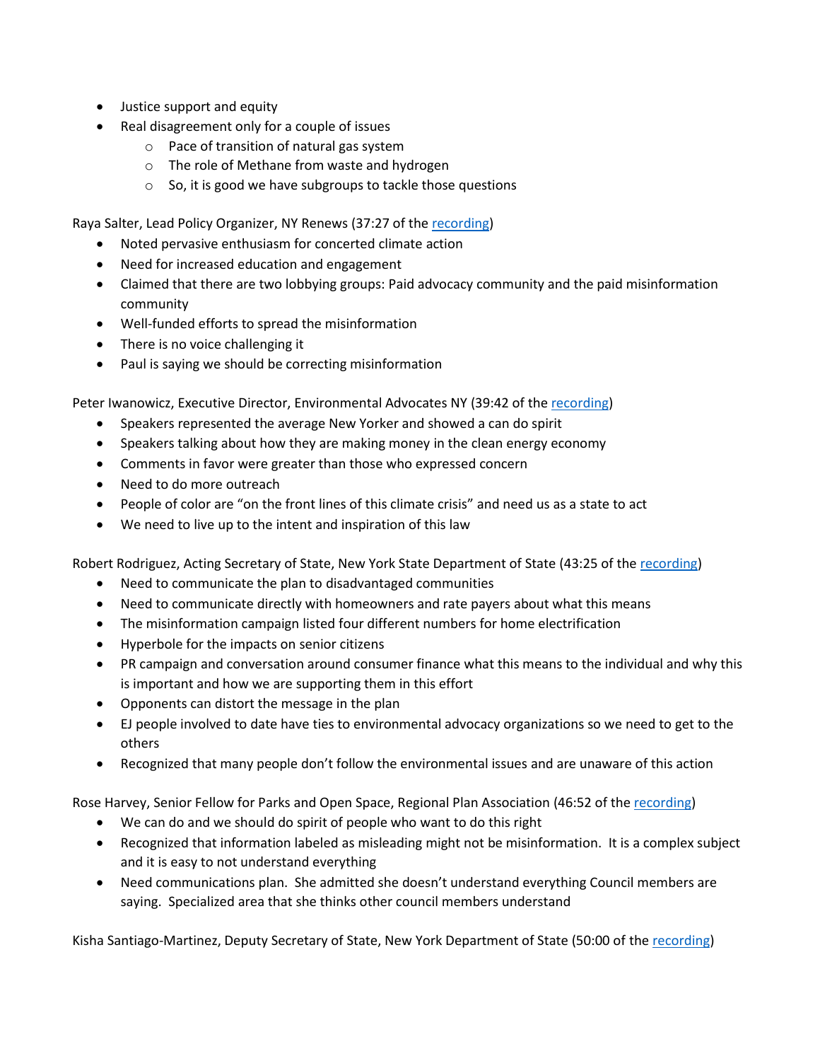- Justice support and equity
- Real disagreement only for a couple of issues
  - Pace of transition of natural gas system
  - The role of Methane from waste and hydrogen
  - So, it is good we have subgroups to tackle those questions

Raya Salter, Lead Policy Organizer, NY Renews (37:27 of the [recording](#))

- Noted pervasive enthusiasm for concerted climate action
- Need for increased education and engagement
- Claimed that there are two lobbying groups: Paid advocacy community and the paid misinformation community
- Well-funded efforts to spread the misinformation
- There is no voice challenging it
- Paul is saying we should be correcting misinformation

Peter Iwanowicz, Executive Director, Environmental Advocates NY (39:42 of the [recording](#))

- Speakers represented the average New Yorker and showed a can do spirit
- Speakers talking about how they are making money in the clean energy economy
- Comments in favor were greater than those who expressed concern
- Need to do more outreach
- People of color are "on the front lines of this climate crisis" and need us as a state to act
- We need to live up to the intent and inspiration of this law

Robert Rodriguez, Acting Secretary of State, New York State Department of State (43:25 of the [recording](#))

- Need to communicate the plan to disadvantaged communities
- Need to communicate directly with homeowners and rate payers about what this means
- The misinformation campaign listed four different numbers for home electrification
- Hyperbole for the impacts on senior citizens
- PR campaign and conversation around consumer finance what this means to the individual and why this is important and how we are supporting them in this effort
- Opponents can distort the message in the plan
- EJ people involved to date have ties to environmental advocacy organizations so we need to get to the others
- Recognized that many people don't follow the environmental issues and are unaware of this action

Rose Harvey, Senior Fellow for Parks and Open Space, Regional Plan Association (46:52 of the [recording](#))

- We can do and we should do spirit of people who want to do this right
- Recognized that information labeled as misleading might not be misinformation. It is a complex subject and it is easy to not understand everything
- Need communications plan. She admitted she doesn't understand everything Council members are saying. Specialized area that she thinks other council members understand

Kisha Santiago-Martinez, Deputy Secretary of State, New York Department of State (50:00 of the [recording](#))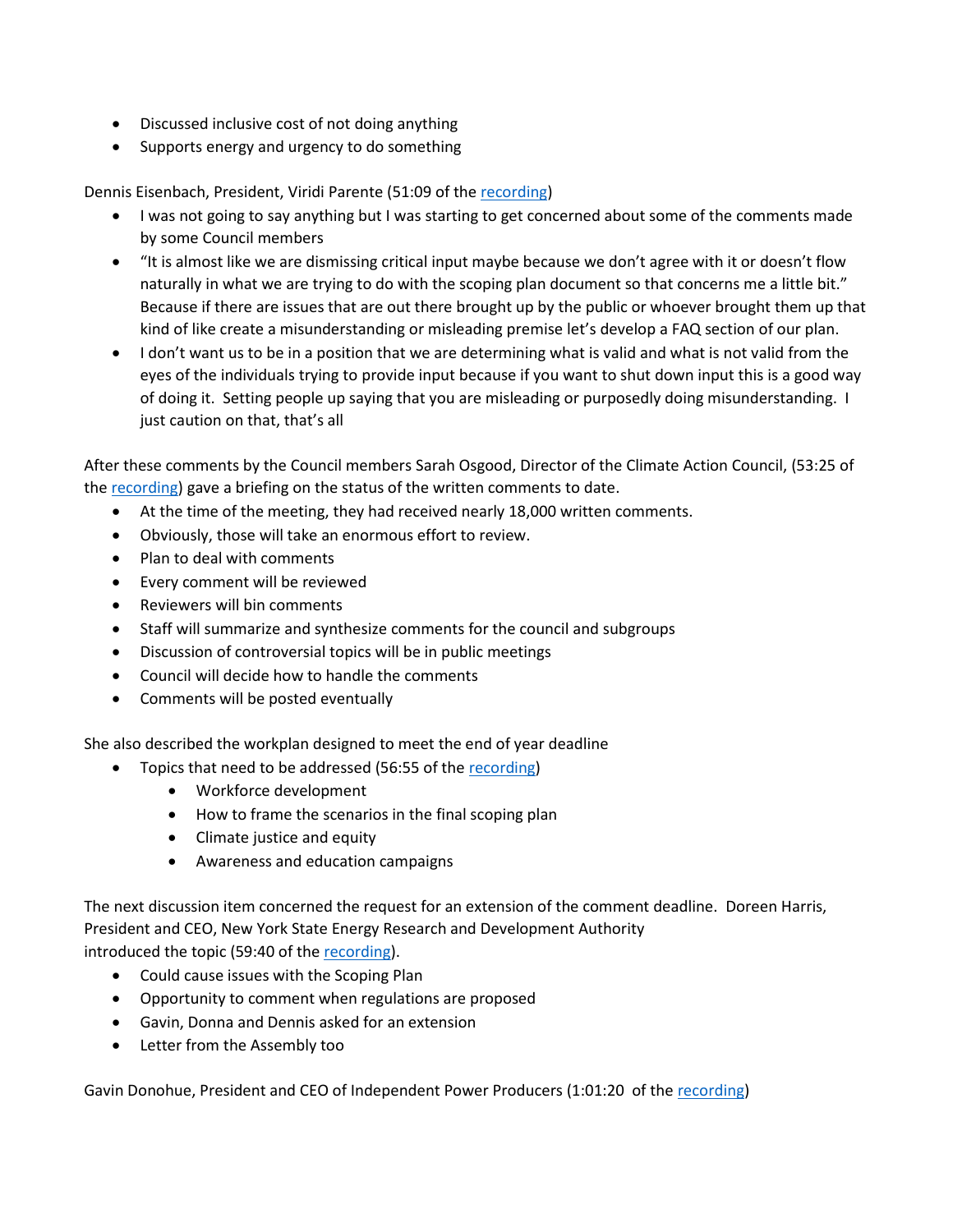- Discussed inclusive cost of not doing anything
- Supports energy and urgency to do something

Dennis Eisenbach, President, Viridi Parente (51:09 of the recording)

- I was not going to say anything but I was starting to get concerned about some of the comments made by some Council members
- "It is almost like we are dismissing critical input maybe because we don't agree with it or doesn't flow naturally in what we are trying to do with the scoping plan document so that concerns me a little bit." Because if there are issues that are out there brought up by the public or whoever brought them up that kind of like create a misunderstanding or misleading premise let's develop a FAQ section of our plan.
- I don't want us to be in a position that we are determining what is valid and what is not valid from the eyes of the individuals trying to provide input because if you want to shut down input this is a good way of doing it. Setting people up saying that you are misleading or purposedly doing misunderstanding. I just caution on that, that's all

After these comments by the Council members Sarah Osgood, Director of the Climate Action Council, (53:25 of the recording) gave a briefing on the status of the written comments to date.

- At the time of the meeting, they had received nearly 18,000 written comments.
- Obviously, those will take an enormous effort to review.
- Plan to deal with comments
- Every comment will be reviewed
- Reviewers will bin comments
- Staff will summarize and synthesize comments for the council and subgroups
- Discussion of controversial topics will be in public meetings
- Council will decide how to handle the comments
- Comments will be posted eventually

She also described the workplan designed to meet the end of year deadline

- Topics that need to be addressed (56:55 of the recording)
  - Workforce development
  - How to frame the scenarios in the final scoping plan
  - Climate justice and equity
  - Awareness and education campaigns

The next discussion item concerned the request for an extension of the comment deadline. Doreen Harris, President and CEO, New York State Energy Research and Development Authority introduced the topic (59:40 of the recording).

- Could cause issues with the Scoping Plan
- Opportunity to comment when regulations are proposed
- Gavin, Donna and Dennis asked for an extension
- Letter from the Assembly too

Gavin Donohue, President and CEO of Independent Power Producers (1:01:20 of the recording)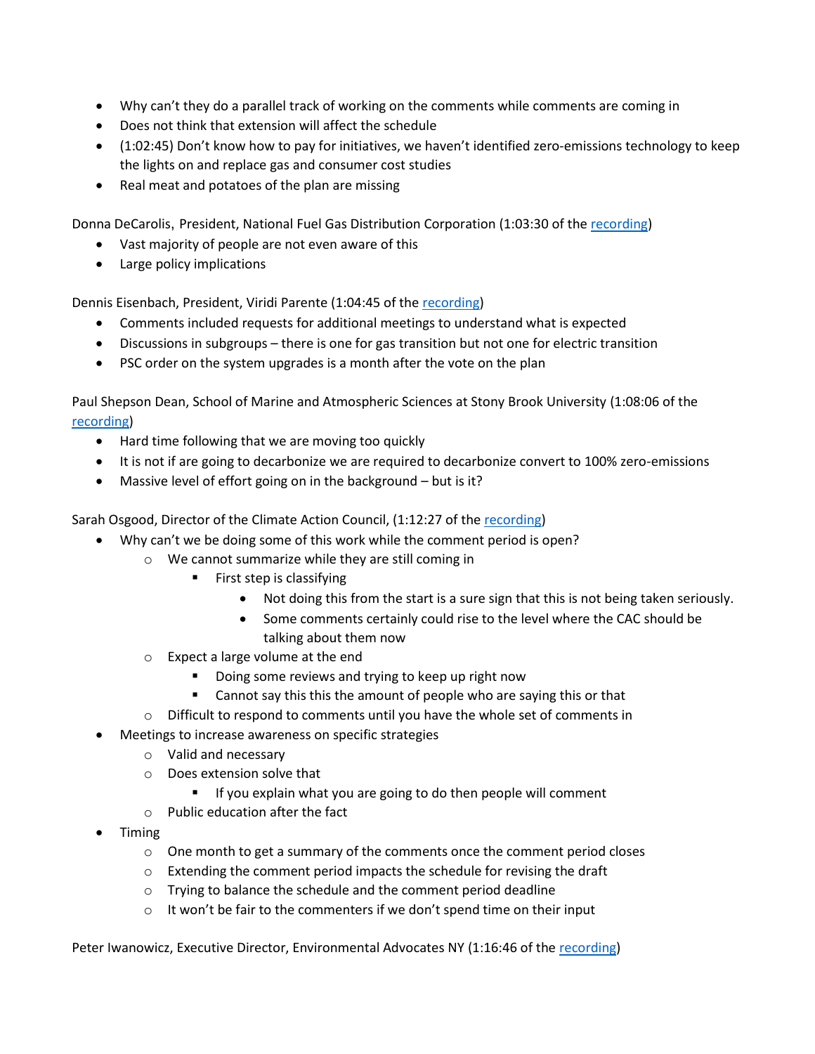- Why can't they do a parallel track of working on the comments while comments are coming in
- Does not think that extension will affect the schedule
- (1:02:45) Don't know how to pay for initiatives, we haven't identified zero-emissions technology to keep the lights on and replace gas and consumer cost studies
- Real meat and potatoes of the plan are missing

Donna DeCarolis, President, National Fuel Gas Distribution Corporation (1:03:30 of the recording)

- Vast majority of people are not even aware of this
- Large policy implications

Dennis Eisenbach, President, Viridi Parente (1:04:45 of the recording)

- Comments included requests for additional meetings to understand what is expected
- Discussions in subgroups – there is one for gas transition but not one for electric transition
- PSC order on the system upgrades is a month after the vote on the plan

Paul Shepson Dean, School of Marine and Atmospheric Sciences at Stony Brook University (1:08:06 of the recording)

- Hard time following that we are moving too quickly
- It is not if are going to decarbonize we are required to decarbonize convert to 100% zero-emissions
- Massive level of effort going on in the background – but is it?

Sarah Osgood, Director of the Climate Action Council, (1:12:27 of the recording)

- Why can't we be doing some of this work while the comment period is open?
    - We cannot summarize while they are still coming in
        - First step is classifying
            - Not doing this from the start is a sure sign that this is not being taken seriously.
            - Some comments certainly could rise to the level where the CAC should be talking about them now
    - Expect a large volume at the end
        - Doing some reviews and trying to keep up right now
        - Cannot say this this the amount of people who are saying this or that
    - Difficult to respond to comments until you have the whole set of comments in
- Meetings to increase awareness on specific strategies
    - Valid and necessary
    - Does extension solve that
        - If you explain what you are going to do then people will comment
    - Public education after the fact
- Timing
    - One month to get a summary of the comments once the comment period closes
    - Extending the comment period impacts the schedule for revising the draft
    - Trying to balance the schedule and the comment period deadline
    - It won't be fair to the commenters if we don't spend time on their input

Peter Iwanowicz, Executive Director, Environmental Advocates NY (1:16:46 of the recording)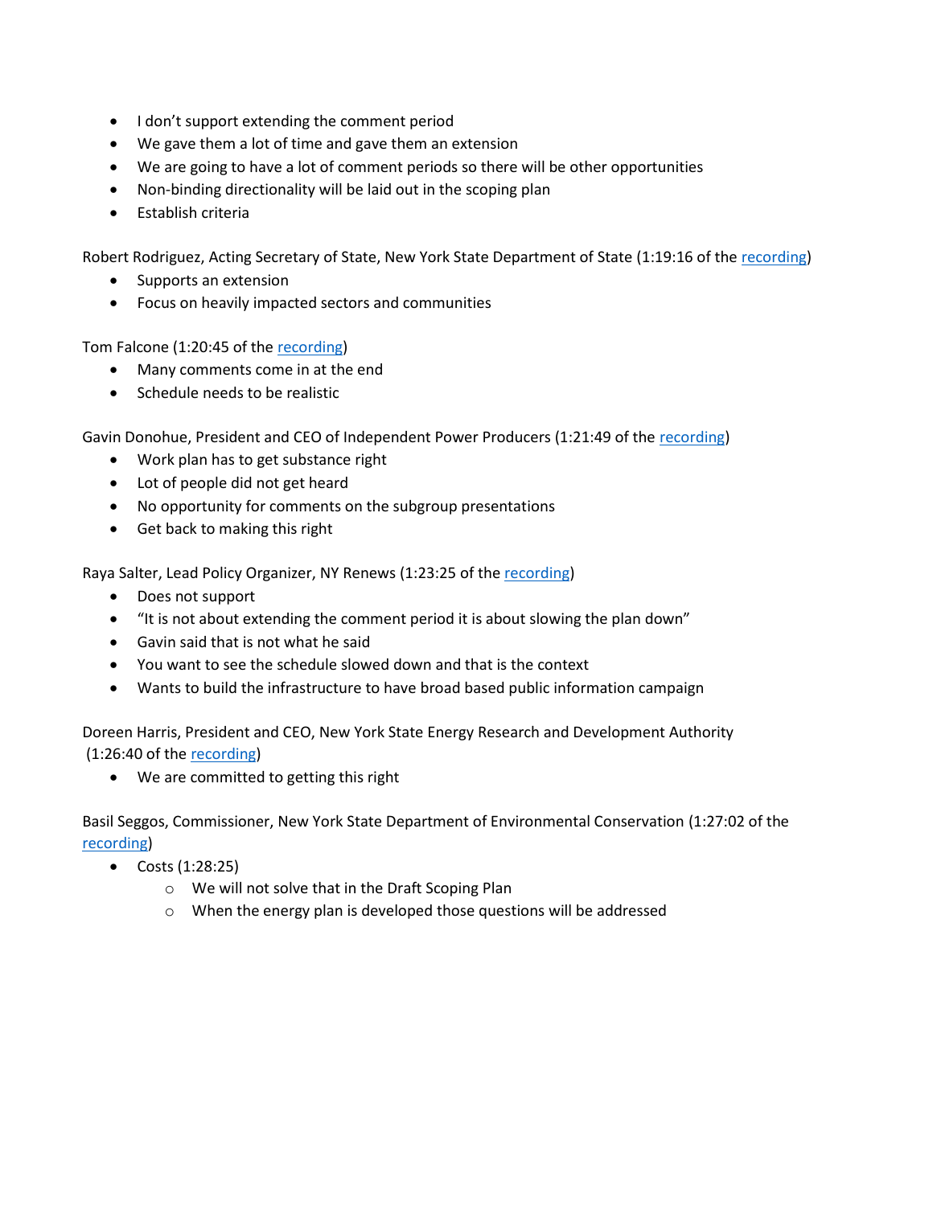- I don't support extending the comment period
- We gave them a lot of time and gave them an extension
- We are going to have a lot of comment periods so there will be other opportunities
- Non-binding directionality will be laid out in the scoping plan
- Establish criteria

Robert Rodriguez, Acting Secretary of State, New York State Department of State (1:19:16 of the [recording](recording))

- Supports an extension
- Focus on heavily impacted sectors and communities

Tom Falcone (1:20:45 of the [recording](recording))

- Many comments come in at the end
- Schedule needs to be realistic

Gavin Donohue, President and CEO of Independent Power Producers (1:21:49 of the [recording](recording))

- Work plan has to get substance right
- Lot of people did not get heard
- No opportunity for comments on the subgroup presentations
- Get back to making this right

Raya Salter, Lead Policy Organizer, NY Renews (1:23:25 of the [recording](recording))

- Does not support
- "It is not about extending the comment period it is about slowing the plan down"
- Gavin said that is not what he said
- You want to see the schedule slowed down and that is the context
- Wants to build the infrastructure to have broad based public information campaign

Doreen Harris, President and CEO, New York State Energy Research and Development Authority (1:26:40 of the [recording](recording))

- We are committed to getting this right

Basil Seggos, Commissioner, New York State Department of Environmental Conservation (1:27:02 of the [recording](recording))

- Costs (1:28:25)
  - We will not solve that in the Draft Scoping Plan
  - When the energy plan is developed those questions will be addressed